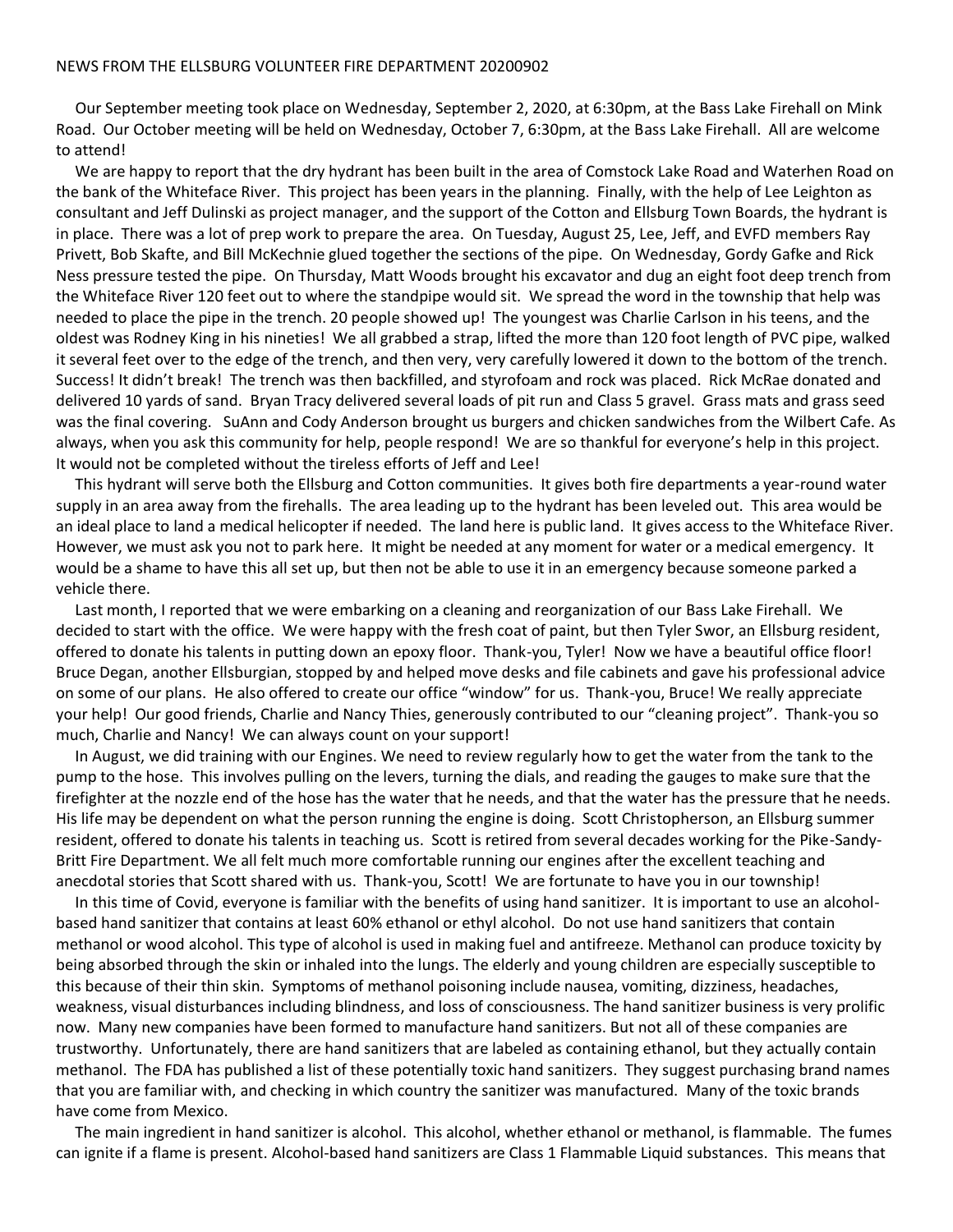NEWS FROM THE ELLSBURG VOLUNTEER FIRE DEPARTMENT 20200902

Our September meeting took place on Wednesday, September 2, 2020, at 6:30pm, at the Bass Lake Firehall on Mink Road. Our October meeting will be held on Wednesday, October 7, 6:30pm, at the Bass Lake Firehall. All are welcome to attend!

We are happy to report that the dry hydrant has been built in the area of Comstock Lake Road and Waterhen Road on the bank of the Whiteface River. This project has been years in the planning. Finally, with the help of Lee Leighton as consultant and Jeff Dulinski as project manager, and the support of the Cotton and Ellsburg Town Boards, the hydrant is in place. There was a lot of prep work to prepare the area. On Tuesday, August 25, Lee, Jeff, and EVFD members Ray Privett, Bob Skafte, and Bill McKechnie glued together the sections of the pipe. On Wednesday, Gordy Gafke and Rick Ness pressure tested the pipe. On Thursday, Matt Woods brought his excavator and dug an eight foot deep trench from the Whiteface River 120 feet out to where the standpipe would sit. We spread the word in the township that help was needed to place the pipe in the trench. 20 people showed up! The youngest was Charlie Carlson in his teens, and the oldest was Rodney King in his nineties! We all grabbed a strap, lifted the more than 120 foot length of PVC pipe, walked it several feet over to the edge of the trench, and then very, very carefully lowered it down to the bottom of the trench. Success! It didn't break! The trench was then backfilled, and styrofoam and rock was placed. Rick McRae donated and delivered 10 yards of sand. Bryan Tracy delivered several loads of pit run and Class 5 gravel. Grass mats and grass seed was the final covering. SuAnn and Cody Anderson brought us burgers and chicken sandwiches from the Wilbert Cafe. As always, when you ask this community for help, people respond! We are so thankful for everyone's help in this project. It would not be completed without the tireless efforts of Jeff and Lee!

This hydrant will serve both the Ellsburg and Cotton communities. It gives both fire departments a year-round water supply in an area away from the firehalls. The area leading up to the hydrant has been leveled out. This area would be an ideal place to land a medical helicopter if needed. The land here is public land. It gives access to the Whiteface River. However, we must ask you not to park here. It might be needed at any moment for water or a medical emergency. It would be a shame to have this all set up, but then not be able to use it in an emergency because someone parked a vehicle there.

Last month, I reported that we were embarking on a cleaning and reorganization of our Bass Lake Firehall. We decided to start with the office. We were happy with the fresh coat of paint, but then Tyler Swor, an Ellsburg resident, offered to donate his talents in putting down an epoxy floor. Thank-you, Tyler! Now we have a beautiful office floor! Bruce Degan, another Ellsburgian, stopped by and helped move desks and file cabinets and gave his professional advice on some of our plans. He also offered to create our office "window" for us. Thank-you, Bruce! We really appreciate your help! Our good friends, Charlie and Nancy Thies, generously contributed to our "cleaning project". Thank-you so much, Charlie and Nancy! We can always count on your support!

In August, we did training with our Engines. We need to review regularly how to get the water from the tank to the pump to the hose. This involves pulling on the levers, turning the dials, and reading the gauges to make sure that the firefighter at the nozzle end of the hose has the water that he needs, and that the water has the pressure that he needs. His life may be dependent on what the person running the engine is doing. Scott Christopherson, an Ellsburg summer resident, offered to donate his talents in teaching us. Scott is retired from several decades working for the Pike-Sandy-Britt Fire Department. We all felt much more comfortable running our engines after the excellent teaching and anecdotal stories that Scott shared with us. Thank-you, Scott! We are fortunate to have you in our township!

In this time of Covid, everyone is familiar with the benefits of using hand sanitizer. It is important to use an alcohol-based hand sanitizer that contains at least 60% ethanol or ethyl alcohol. Do not use hand sanitizers that contain methanol or wood alcohol. This type of alcohol is used in making fuel and antifreeze. Methanol can produce toxicity by being absorbed through the skin or inhaled into the lungs. The elderly and young children are especially susceptible to this because of their thin skin. Symptoms of methanol poisoning include nausea, vomiting, dizziness, headaches, weakness, visual disturbances including blindness, and loss of consciousness. The hand sanitizer business is very prolific now. Many new companies have been formed to manufacture hand sanitizers. But not all of these companies are trustworthy. Unfortunately, there are hand sanitizers that are labeled as containing ethanol, but they actually contain methanol. The FDA has published a list of these potentially toxic hand sanitizers. They suggest purchasing brand names that you are familiar with, and checking in which country the sanitizer was manufactured. Many of the toxic brands have come from Mexico.

The main ingredient in hand sanitizer is alcohol. This alcohol, whether ethanol or methanol, is flammable. The fumes can ignite if a flame is present. Alcohol-based hand sanitizers are Class 1 Flammable Liquid substances. This means that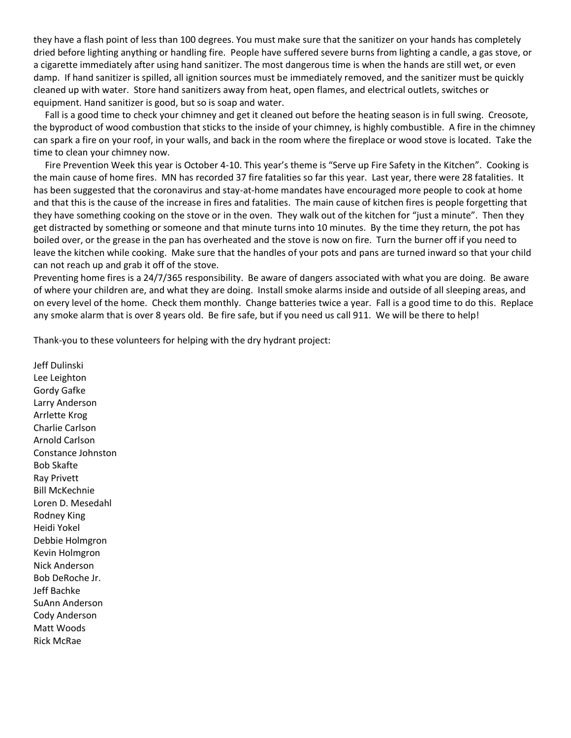they have a flash point of less than 100 degrees. You must make sure that the sanitizer on your hands has completely dried before lighting anything or handling fire. People have suffered severe burns from lighting a candle, a gas stove, or a cigarette immediately after using hand sanitizer. The most dangerous time is when the hands are still wet, or even damp. If hand sanitizer is spilled, all ignition sources must be immediately removed, and the sanitizer must be quickly cleaned up with water. Store hand sanitizers away from heat, open flames, and electrical outlets, switches or equipment. Hand sanitizer is good, but so is soap and water.

Fall is a good time to check your chimney and get it cleaned out before the heating season is in full swing. Creosote, the byproduct of wood combustion that sticks to the inside of your chimney, is highly combustible. A fire in the chimney can spark a fire on your roof, in your walls, and back in the room where the fireplace or wood stove is located. Take the time to clean your chimney now.

Fire Prevention Week this year is October 4-10. This year's theme is "Serve up Fire Safety in the Kitchen". Cooking is the main cause of home fires. MN has recorded 37 fire fatalities so far this year. Last year, there were 28 fatalities. It has been suggested that the coronavirus and stay-at-home mandates have encouraged more people to cook at home and that this is the cause of the increase in fires and fatalities. The main cause of kitchen fires is people forgetting that they have something cooking on the stove or in the oven. They walk out of the kitchen for "just a minute". Then they get distracted by something or someone and that minute turns into 10 minutes. By the time they return, the pot has boiled over, or the grease in the pan has overheated and the stove is now on fire. Turn the burner off if you need to leave the kitchen while cooking. Make sure that the handles of your pots and pans are turned inward so that your child can not reach up and grab it off of the stove.

Preventing home fires is a 24/7/365 responsibility. Be aware of dangers associated with what you are doing. Be aware of where your children are, and what they are doing. Install smoke alarms inside and outside of all sleeping areas, and on every level of the home. Check them monthly. Change batteries twice a year. Fall is a good time to do this. Replace any smoke alarm that is over 8 years old. Be fire safe, but if you need us call 911. We will be there to help!

Thank-you to these volunteers for helping with the dry hydrant project:

Jeff Dulinski
Lee Leighton
Gordy Gafke
Larry Anderson
Arrlette Krog
Charlie Carlson
Arnold Carlson
Constance Johnston
Bob Skafte
Ray Privett
Bill McKechnie
Loren D. Mesedahl
Rodney King
Heidi Yokel
Debbie Holmgron
Kevin Holmgron
Nick Anderson
Bob DeRoche Jr.
Jeff Bachke
SuAnn Anderson
Cody Anderson
Matt Woods
Rick McRae